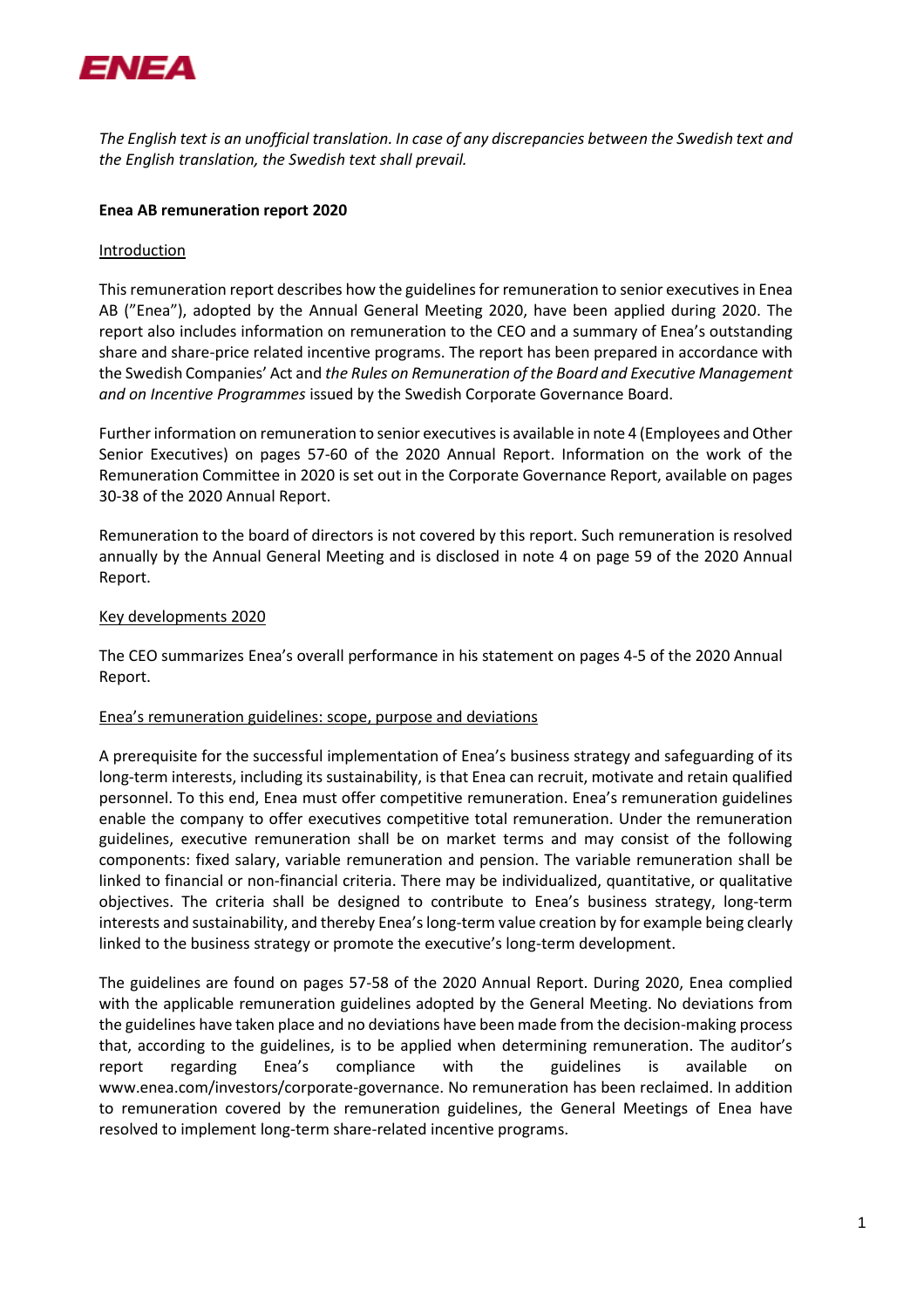*The English text is an unofficial translation. In case of any discrepancies between the Swedish text and the English translation, the Swedish text shall prevail.*

**Enea AB remuneration report 2020**

## Introduction

This remuneration report describes how the guidelines for remuneration to senior executives in Enea AB (”Enea”), adopted by the Annual General Meeting 2020, have been applied during 2020. The report also includes information on remuneration to the CEO and a summary of Enea's outstanding share and share-price related incentive programs. The report has been prepared in accordance with the Swedish Companies' Act and *the Rules on Remuneration of the Board and Executive Management and on Incentive Programmes* issued by the Swedish Corporate Governance Board.

Further information on remuneration to senior executives is available in note 4 (Employees and Other Senior Executives) on pages 57-60 of the 2020 Annual Report. Information on the work of the Remuneration Committee in 2020 is set out in the Corporate Governance Report, available on pages 30-38 of the 2020 Annual Report.

Remuneration to the board of directors is not covered by this report. Such remuneration is resolved annually by the Annual General Meeting and is disclosed in note 4 on page 59 of the 2020 Annual Report.

## Key developments 2020

The CEO summarizes Enea's overall performance in his statement on pages 4-5 of the 2020 Annual Report.

## Enea's remuneration guidelines: scope, purpose and deviations

A prerequisite for the successful implementation of Enea's business strategy and safeguarding of its long-term interests, including its sustainability, is that Enea can recruit, motivate and retain qualified personnel. To this end, Enea must offer competitive remuneration. Enea's remuneration guidelines enable the company to offer executives competitive total remuneration. Under the remuneration guidelines, executive remuneration shall be on market terms and may consist of the following components: fixed salary, variable remuneration and pension. The variable remuneration shall be linked to financial or non-financial criteria. There may be individualized, quantitative, or qualitative objectives. The criteria shall be designed to contribute to Enea's business strategy, long-term interests and sustainability, and thereby Enea's long-term value creation by for example being clearly linked to the business strategy or promote the executive's long-term development.

The guidelines are found on pages 57-58 of the 2020 Annual Report. During 2020, Enea complied with the applicable remuneration guidelines adopted by the General Meeting. No deviations from the guidelines have taken place and no deviations have been made from the decision-making process that, according to the guidelines, is to be applied when determining remuneration. The auditor's report regarding Enea's compliance with the guidelines is available on www.enea.com/investors/corporate-governance. No remuneration has been reclaimed. In addition to remuneration covered by the remuneration guidelines, the General Meetings of Enea have resolved to implement long-term share-related incentive programs.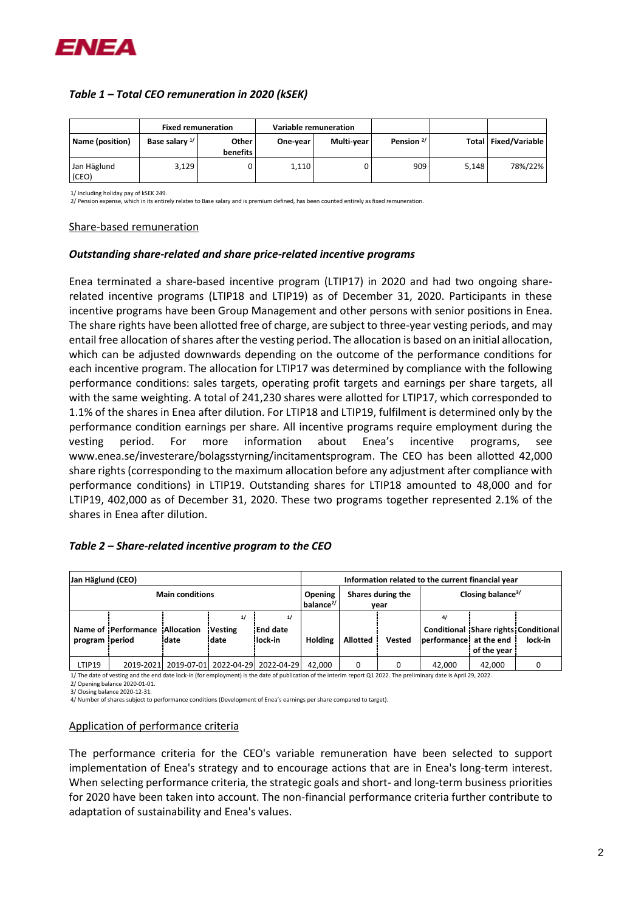### *Table 1 – Total CEO remuneration in 2020 (kSEK)*

| | Fixed remuneration | | Variable remuneration | | | | |
|---|---|---|---|---|---|---|---|
| Name (position) | Base salary 1/ | Other benefits | One-year | Multi-year | Pension 2/ | Total | Fixed/Variable |
| Jan Häglund (CEO) | 3,129 | 0 | 1,110 | 0 | 909 | 5,148 | 78%/22% |

1/ Including holiday pay of kSEK 249.
2/ Pension expense, which in its entirely relates to Base salary and is premium defined, has been counted entirely as fixed remuneration.

## Share-based remuneration

### *Outstanding share-related and share price-related incentive programs*

Enea terminated a share-based incentive program (LTIP17) in 2020 and had two ongoing share-related incentive programs (LTIP18 and LTIP19) as of December 31, 2020. Participants in these incentive programs have been Group Management and other persons with senior positions in Enea. The share rights have been allotted free of charge, are subject to three-year vesting periods, and may entail free allocation of shares after the vesting period. The allocation is based on an initial allocation, which can be adjusted downwards depending on the outcome of the performance conditions for each incentive program. The allocation for LTIP17 was determined by compliance with the following performance conditions: sales targets, operating profit targets and earnings per share targets, all with the same weighting. A total of 241,230 shares were allotted for LTIP17, which corresponded to 1.1% of the shares in Enea after dilution. For LTIP18 and LTIP19, fulfilment is determined only by the performance condition earnings per share. All incentive programs require employment during the vesting period. For more information about Enea's incentive programs, see www.enea.se/investerare/bolagsstyrning/incitamentsprogram. The CEO has been allotted 42,000 share rights (corresponding to the maximum allocation before any adjustment after compliance with performance conditions) in LTIP19. Outstanding shares for LTIP18 amounted to 48,000 and for LTIP19, 402,000 as of December 31, 2020. These two programs together represented 2.1% of the shares in Enea after dilution.

### *Table 2 – Share-related incentive program to the CEO*

| Jan Häglund (CEO) | | | | | Information related to the current financial year | | | | | |
|---|---|---|---|---|---|---|---|---|---|---|
| Main conditions | | | | | Opening balance2/ | Shares during the year | | Closing balance3/ | | |
| Name of program | Performance period | Allocation date | Vesting date 1/ | End date lock-in 1/ | Holding | Allotted | Vested | Conditional performance 4/ | Share rights at the end of the year | Conditional lock-in |
| LTIP19 | 2019-2021 | 2019-07-01 | 2022-04-29 | 2022-04-29 | 42,000 | 0 | 0 | 42,000 | 42,000 | 0 |

1/ The date of vesting and the end date lock-in (for employment) is the date of publication of the interim report Q1 2022. The preliminary date is April 29, 2022.
2/ Opening balance 2020-01-01.
3/ Closing balance 2020-12-31.
4/ Number of shares subject to performance conditions (Development of Enea's earnings per share compared to target).

## Application of performance criteria

The performance criteria for the CEO's variable remuneration have been selected to support implementation of Enea's strategy and to encourage actions that are in Enea's long-term interest. When selecting performance criteria, the strategic goals and short- and long-term business priorities for 2020 have been taken into account. The non-financial performance criteria further contribute to adaptation of sustainability and Enea's values.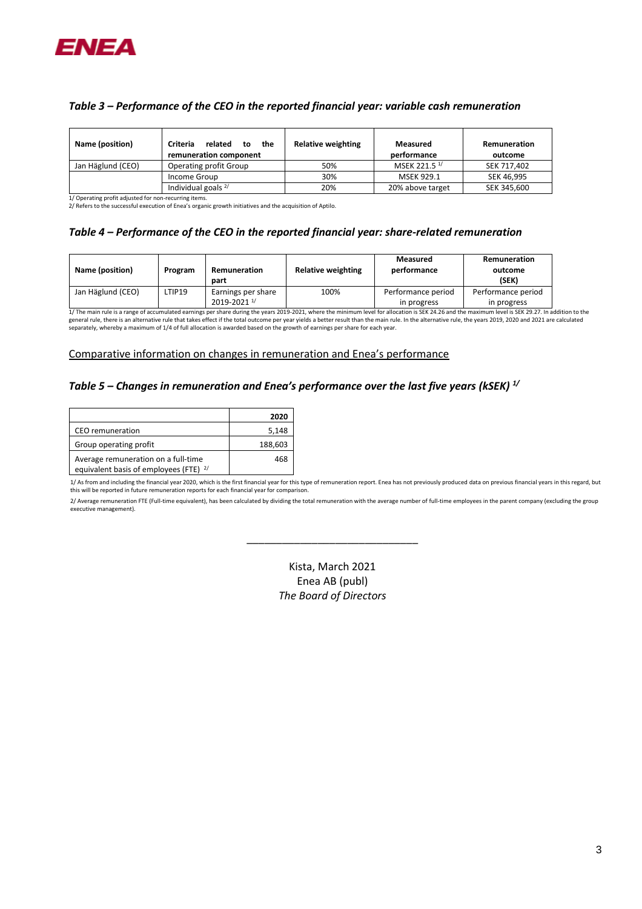### *Table 3 – Performance of the CEO in the reported financial year: variable cash remuneration*

| Name (position) | Criteria related to the remuneration component | Relative weighting | Measured performance | Remuneration outcome |
|---|---|---|---|---|
| Jan Häglund (CEO) | Operating profit Group | 50% | MSEK 221.5 [1/] | SEK 717,402 |
| | Income Group | 30% | MSEK 929.1 | SEK 46,995 |
| | Individual goals [2/] | 20% | 20% above target | SEK 345,600 |

1/ Operating profit adjusted for non-recurring items.
2/ Refers to the successful execution of Enea's organic growth initiatives and the acquisition of Aptilo.

### *Table 4 – Performance of the CEO in the reported financial year: share-related remuneration*

| Name (position) | Program | Remuneration part | Relative weighting | Measured performance | Remuneration outcome (SEK) |
|---|---|---|---|---|---|
| Jan Häglund (CEO) | LTIP19 | Earnings per share 2019-2021 [1/] | 100% | Performance period in progress | Performance period in progress |

1/ The main rule is a range of accumulated earnings per share during the years 2019-2021, where the minimum level for allocation is SEK 24.26 and the maximum level is SEK 29.27. In addition to the general rule, there is an alternative rule that takes effect if the total outcome per year yields a better result than the main rule. In the alternative rule, the years 2019, 2020 and 2021 are calculated separately, whereby a maximum of 1/4 of full allocation is awarded based on the growth of earnings per share for each year.

Comparative information on changes in remuneration and Enea's performance

### *Table 5 – Changes in remuneration and Enea's performance over the last five years (kSEK) [1/]*

| | 2020 |
|---|---|
| CEO remuneration | 5,148 |
| Group operating profit | 188,603 |
| Average remuneration on a full-time equivalent basis of employees (FTE) [2/] | 468 |

1/ As from and including the financial year 2020, which is the first financial year for this type of remuneration report. Enea has not previously produced data on previous financial years in this regard, but this will be reported in future remuneration reports for each financial year for comparison.

2/ Average remuneration FTE (Full-time equivalent), has been calculated by dividing the total remuneration with the average number of full-time employees in the parent company (excluding the group executive management).

\_\_\_\_\_\_\_\_\_\_\_\_\_\_\_\_\_\_\_\_\_\_\_\_\_\_\_\_\_\_

Kista, March 2021
Enea AB (publ)
*The Board of Directors*